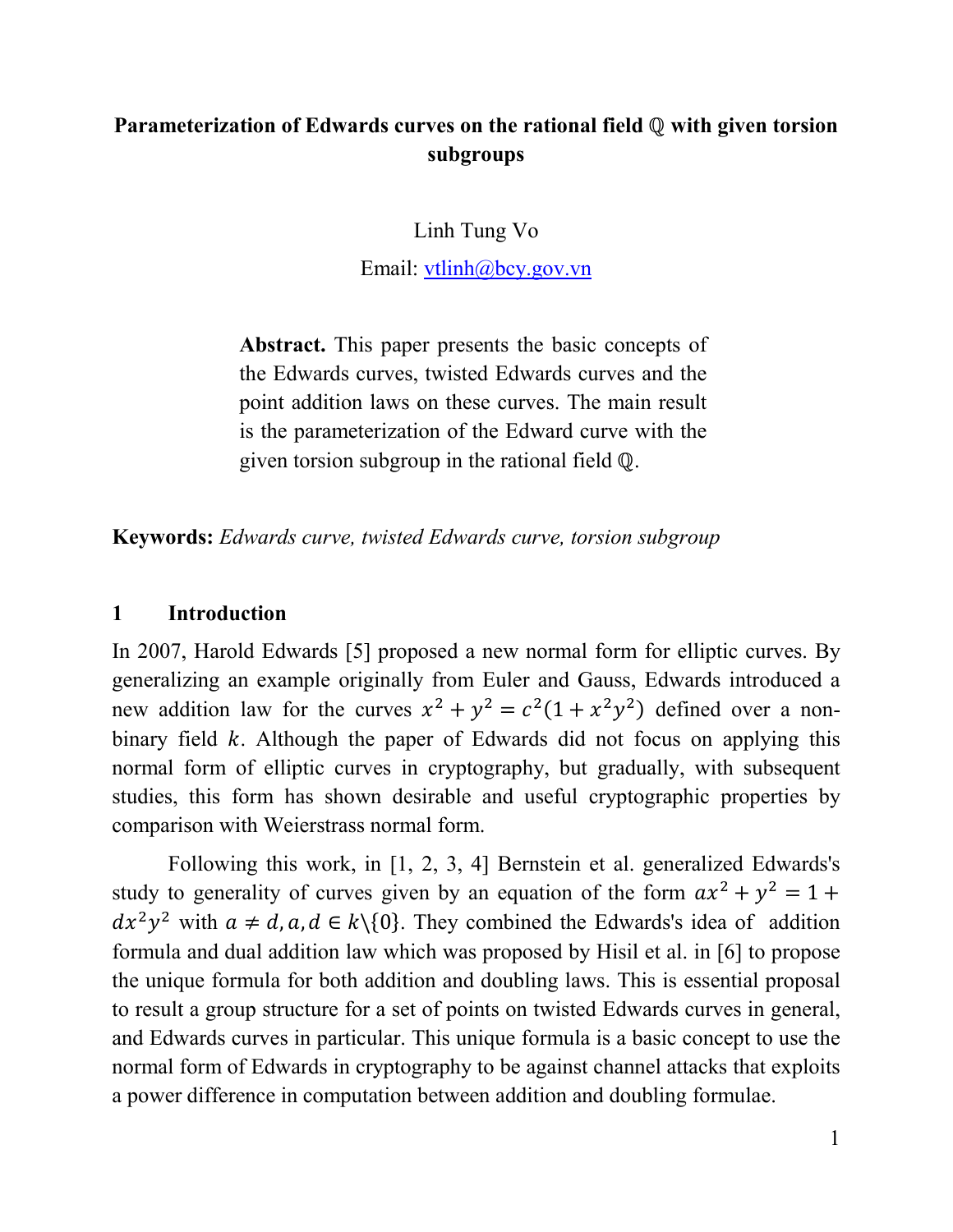# Parameterization of Edwards curves on the rational field $\mathbb{Q}$ with given torsion subgroups

Linh Tung Vo

Email: vtlinh@bcy.gov.vn

> **Abstract.** This paper presents the basic concepts of the Edwards curves, twisted Edwards curves and the point addition laws on these curves. The main result is the parameterization of the Edward curve with the given torsion subgroup in the rational field $\mathbb{Q}$.

**Keywords:** *Edwards curve, twisted Edwards curve, torsion subgroup*

## 1 Introduction

In 2007, Harold Edwards [5] proposed a new normal form for elliptic curves. By generalizing an example originally from Euler and Gauss, Edwards introduced a new addition law for the curves $x^2 + y^2 = c^2(1 + x^2y^2)$ defined over a non-binary field $k$. Although the paper of Edwards did not focus on applying this normal form of elliptic curves in cryptography, but gradually, with subsequent studies, this form has shown desirable and useful cryptographic properties by comparison with Weierstrass normal form.

Following this work, in [1, 2, 3, 4] Bernstein et al. generalized Edwards's study to generality of curves given by an equation of the form $ax^2 + y^2 = 1 + dx^2y^2$ with $a \neq d, a, d \in k\backslash\{0\}$. They combined the Edwards's idea of addition formula and dual addition law which was proposed by Hisil et al. in [6] to propose the unique formula for both addition and doubling laws. This is essential proposal to result a group structure for a set of points on twisted Edwards curves in general, and Edwards curves in particular. This unique formula is a basic concept to use the normal form of Edwards in cryptography to be against channel attacks that exploits a power difference in computation between addition and doubling formulae.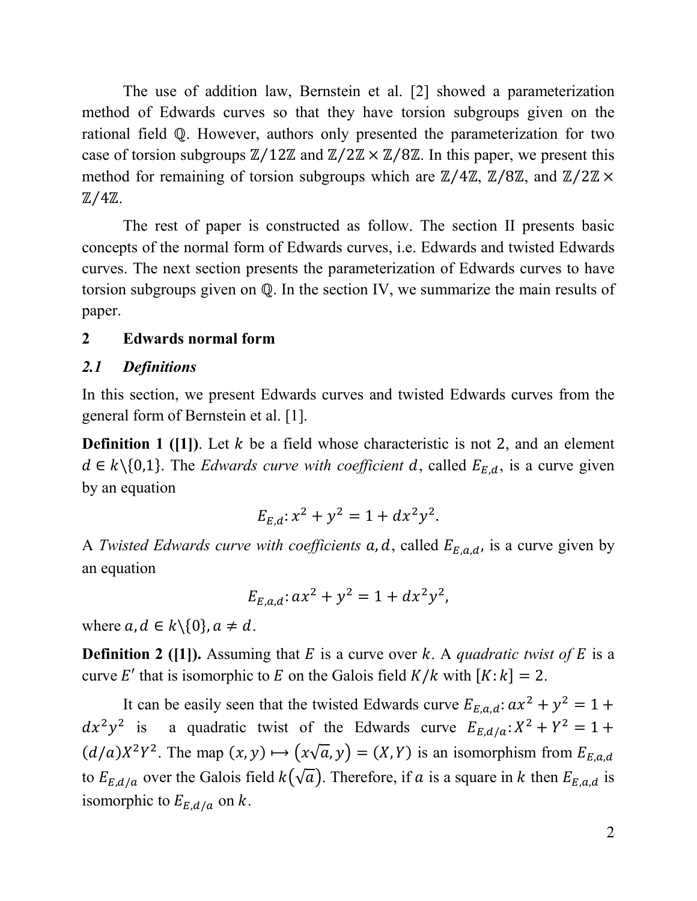The use of addition law, Bernstein et al. [2] showed a parameterization method of Edwards curves so that they have torsion subgroups given on the rational field $\mathbb{Q}$. However, authors only presented the parameterization for two case of torsion subgroups $\mathbb{Z}/12\mathbb{Z}$ and $\mathbb{Z}/2\mathbb{Z} \times \mathbb{Z}/8\mathbb{Z}$. In this paper, we present this method for remaining of torsion subgroups which are $\mathbb{Z}/4\mathbb{Z}$, $\mathbb{Z}/8\mathbb{Z}$, and $\mathbb{Z}/2\mathbb{Z} \times \mathbb{Z}/4\mathbb{Z}$.

The rest of paper is constructed as follow. The section II presents basic concepts of the normal form of Edwards curves, i.e. Edwards and twisted Edwards curves. The next section presents the parameterization of Edwards curves to have torsion subgroups given on $\mathbb{Q}$. In the section IV, we summarize the main results of paper.

## 2 Edwards normal form

### *2.1 Definitions*

In this section, we present Edwards curves and twisted Edwards curves from the general form of Bernstein et al. [1].

**Definition 1 ([1])**. Let $k$ be a field whose characteristic is not $2$, and an element $d \in k\backslash\{0,1\}$. The *Edwards curve with coefficient* $d$, called $E_{E,d}$, is a curve given by an equation

$$E_{E,d}: x^2 + y^2 = 1 + dx^2y^2.$$

A *Twisted Edwards curve with coefficients* $a, d$, called $E_{E,a,d}$, is a curve given by an equation

$$E_{E,a,d}: ax^2 + y^2 = 1 + dx^2y^2,$$

where $a, d \in k\backslash\{0\}, a \neq d$.

**Definition 2 ([1]).** Assuming that $E$ is a curve over $k$. A *quadratic twist of* $E$ is a curve $E'$ that is isomorphic to $E$ on the Galois field $K/k$ with $[K: k] = 2$.

It can be easily seen that the twisted Edwards curve $E_{E,a,d}: ax^2 + y^2 = 1 + dx^2y^2$ is a quadratic twist of the Edwards curve $E_{E,d/a}: X^2 + Y^2 = 1 + (d/a)X^2Y^2$. The map $(x, y) \mapsto (x\sqrt{a}, y) = (X, Y)$ is an isomorphism from $E_{E,a,d}$ to $E_{E,d/a}$ over the Galois field $k(\sqrt{a})$. Therefore, if $a$ is a square in $k$ then $E_{E,a,d}$ is isomorphic to $E_{E,d/a}$ on $k$.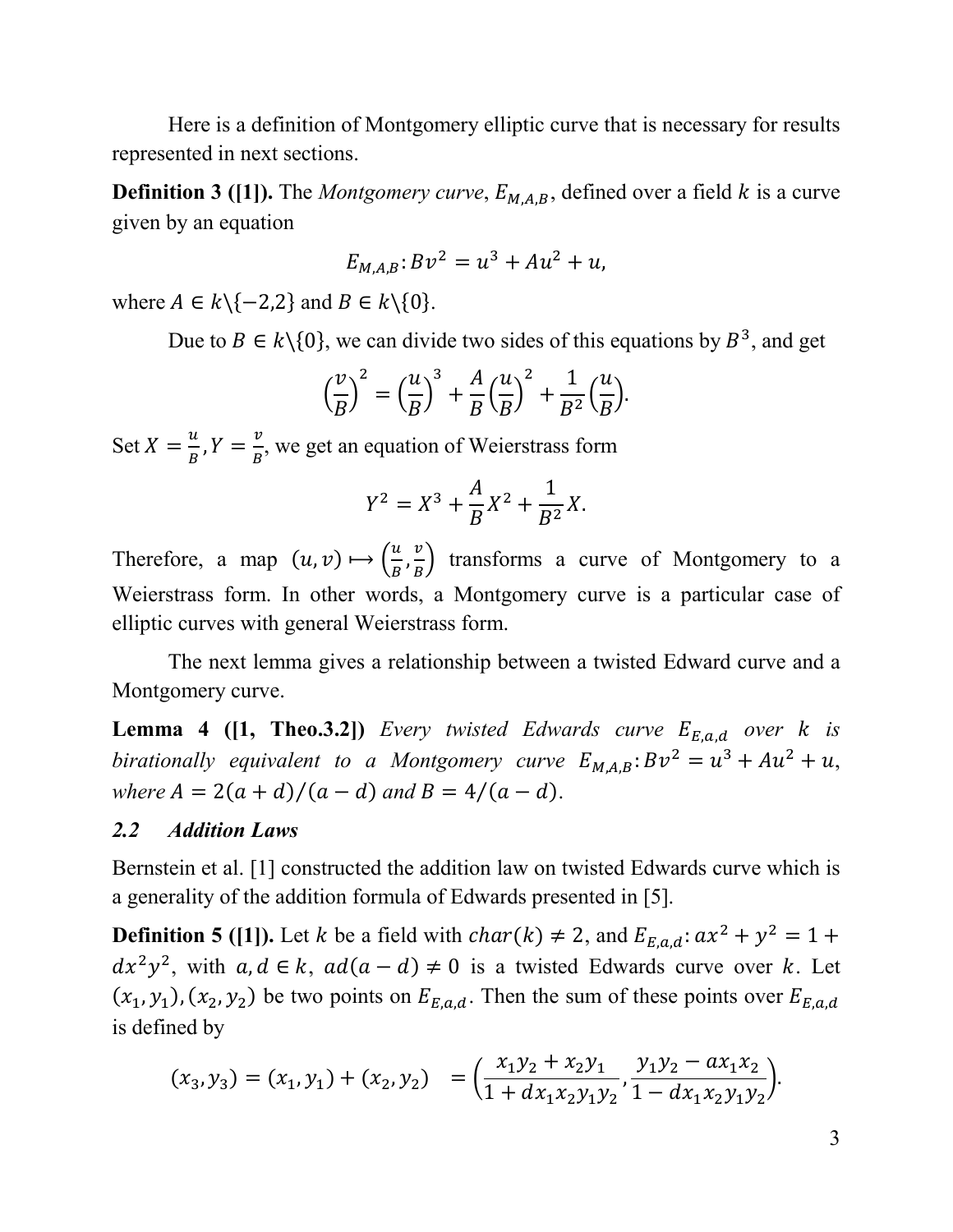Here is a definition of Montgomery elliptic curve that is necessary for results represented in next sections.

**Definition 3 ([1]).** The *Montgomery curve*, $E_{M,A,B}$, defined over a field $k$ is a curve given by an equation

$$E_{M,A,B}: Bv^2 = u^3 + Au^2 + u,$$

where $A \in k\backslash\{-2,2\}$ and $B \in k\backslash\{0\}$.

Due to $B \in k\backslash\{0\}$, we can divide two sides of this equations by $B^3$, and get

$$\left(\frac{v}{B}\right)^2 = \left(\frac{u}{B}\right)^3 + \frac{A}{B}\left(\frac{u}{B}\right)^2 + \frac{1}{B^2}\left(\frac{u}{B}\right).$$

Set $X = \frac{u}{B}, Y = \frac{v}{B}$, we get an equation of Weierstrass form

$$Y^2 = X^3 + \frac{A}{B}X^2 + \frac{1}{B^2}X.$$

Therefore, a map $(u, v) \mapsto \left(\frac{u}{B}, \frac{v}{B}\right)$ transforms a curve of Montgomery to a Weierstrass form. In other words, a Montgomery curve is a particular case of elliptic curves with general Weierstrass form.

The next lemma gives a relationship between a twisted Edward curve and a Montgomery curve.

**Lemma 4 ([1, Theo.3.2])** *Every twisted Edwards curve $E_{E,a,d}$ over $k$ is birationally equivalent to a Montgomery curve $E_{M,A,B}: Bv^2 = u^3 + Au^2 + u$, where $A = 2(a+d)/(a-d)$ and $B = 4/(a-d)$.*

### *2.2 Addition Laws*

Bernstein et al. [1] constructed the addition law on twisted Edwards curve which is a generality of the addition formula of Edwards presented in [5].

**Definition 5 ([1]).** Let $k$ be a field with $char(k) \neq 2$, and $E_{E,a,d}: ax^2 + y^2 = 1 + dx^2y^2$, with $a, d \in k$, $ad(a-d) \neq 0$ is a twisted Edwards curve over $k$. Let $(x_1, y_1), (x_2, y_2)$ be two points on $E_{E,a,d}$. Then the sum of these points over $E_{E,a,d}$ is defined by

$$(x_3, y_3) = (x_1, y_1) + (x_2, y_2) \quad = \left(\frac{x_1y_2 + x_2y_1}{1 + dx_1x_2y_1y_2}, \frac{y_1y_2 - ax_1x_2}{1 - dx_1x_2y_1y_2}\right).$$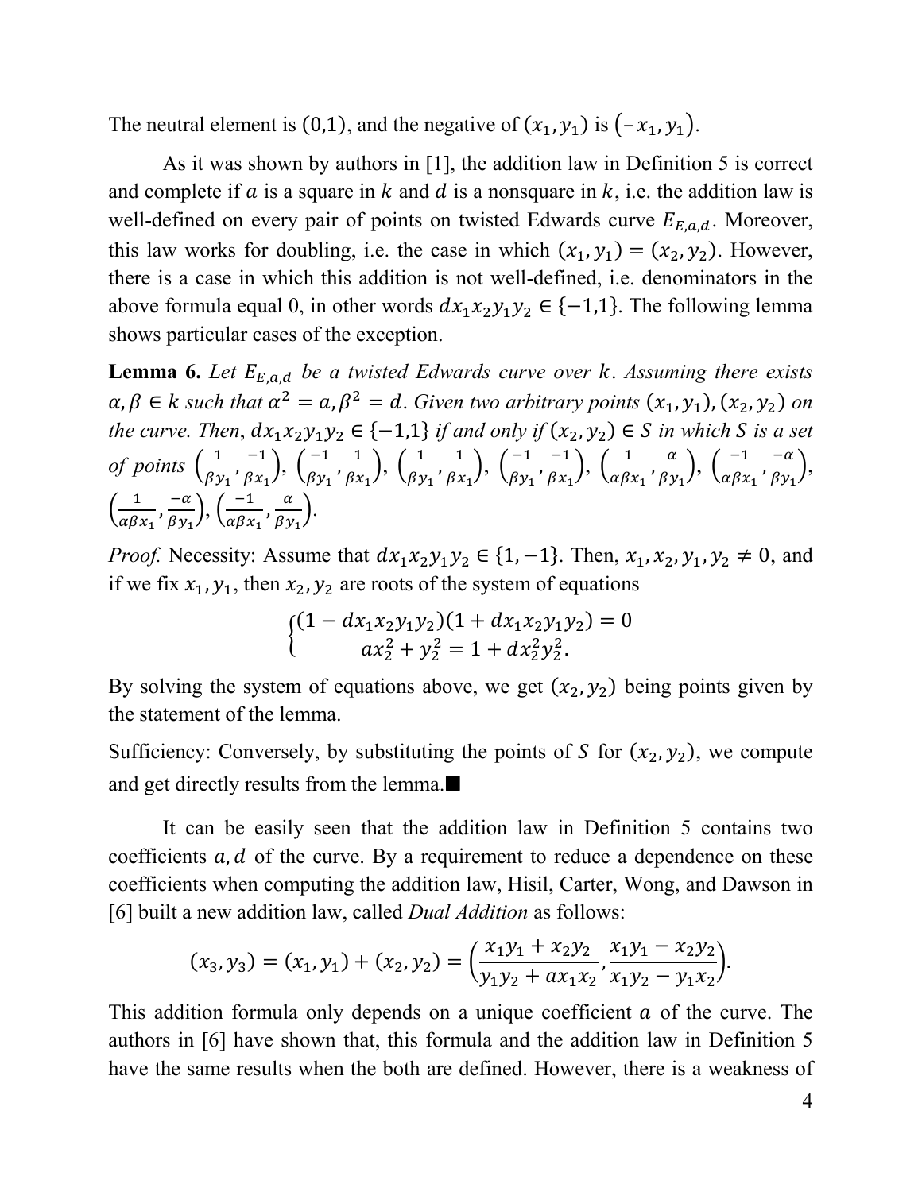The neutral element is $(0,1)$, and the negative of $(x_1, y_1)$ is $(-x_1, y_1)$.

As it was shown by authors in [1], the addition law in Definition 5 is correct and complete if $a$ is a square in $k$ and $d$ is a nonsquare in $k$, i.e. the addition law is well-defined on every pair of points on twisted Edwards curve $E_{E,a,d}$. Moreover, this law works for doubling, i.e. the case in which $(x_1, y_1) = (x_2, y_2)$. However, there is a case in which this addition is not well-defined, i.e. denominators in the above formula equal 0, in other words $dx_1x_2y_1y_2 \in \{-1,1\}$. The following lemma shows particular cases of the exception.

**Lemma 6.** *Let $E_{E,a,d}$ be a twisted Edwards curve over $k$. Assuming there exists $\alpha, \beta \in k$ such that $\alpha^2 = a, \beta^2 = d$. Given two arbitrary points $(x_1, y_1), (x_2, y_2)$ on the curve. Then, $dx_1x_2y_1y_2 \in \{-1,1\}$ if and only if $(x_2, y_2) \in S$ in which $S$ is a set of points $\left(\frac{1}{\beta y_1}, \frac{-1}{\beta x_1}\right)$, $\left(\frac{-1}{\beta y_1}, \frac{1}{\beta x_1}\right)$, $\left(\frac{1}{\beta y_1}, \frac{1}{\beta x_1}\right)$, $\left(\frac{-1}{\beta y_1}, \frac{-1}{\beta x_1}\right)$, $\left(\frac{1}{\alpha\beta x_1}, \frac{\alpha}{\beta y_1}\right)$, $\left(\frac{-1}{\alpha\beta x_1}, \frac{-\alpha}{\beta y_1}\right)$, $\left(\frac{1}{\alpha\beta x_1}, \frac{-\alpha}{\beta y_1}\right)$, $\left(\frac{-1}{\alpha\beta x_1}, \frac{\alpha}{\beta y_1}\right)$.*

*Proof.* Necessity: Assume that $dx_1x_2y_1y_2 \in \{1,-1\}$. Then, $x_1, x_2, y_1, y_2 \neq 0$, and if we fix $x_1, y_1$, then $x_2, y_2$ are roots of the system of equations

$$\begin{cases} (1 - dx_1x_2y_1y_2)(1 + dx_1x_2y_1y_2) = 0 \\ ax_2^2 + y_2^2 = 1 + dx_2^2y_2^2. \end{cases}$$

By solving the system of equations above, we get $(x_2, y_2)$ being points given by the statement of the lemma.

Sufficiency: Conversely, by substituting the points of $S$ for $(x_2, y_2)$, we compute and get directly results from the lemma.■

It can be easily seen that the addition law in Definition 5 contains two coefficients $a, d$ of the curve. By a requirement to reduce a dependence on these coefficients when computing the addition law, Hisil, Carter, Wong, and Dawson in [6] built a new addition law, called *Dual Addition* as follows:

$$(x_3, y_3) = (x_1, y_1) + (x_2, y_2) = \left(\frac{x_1y_1 + x_2y_2}{y_1y_2 + ax_1x_2}, \frac{x_1y_1 - x_2y_2}{x_1y_2 - y_1x_2}\right).$$

This addition formula only depends on a unique coefficient $a$ of the curve. The authors in [6] have shown that, this formula and the addition law in Definition 5 have the same results when the both are defined. However, there is a weakness of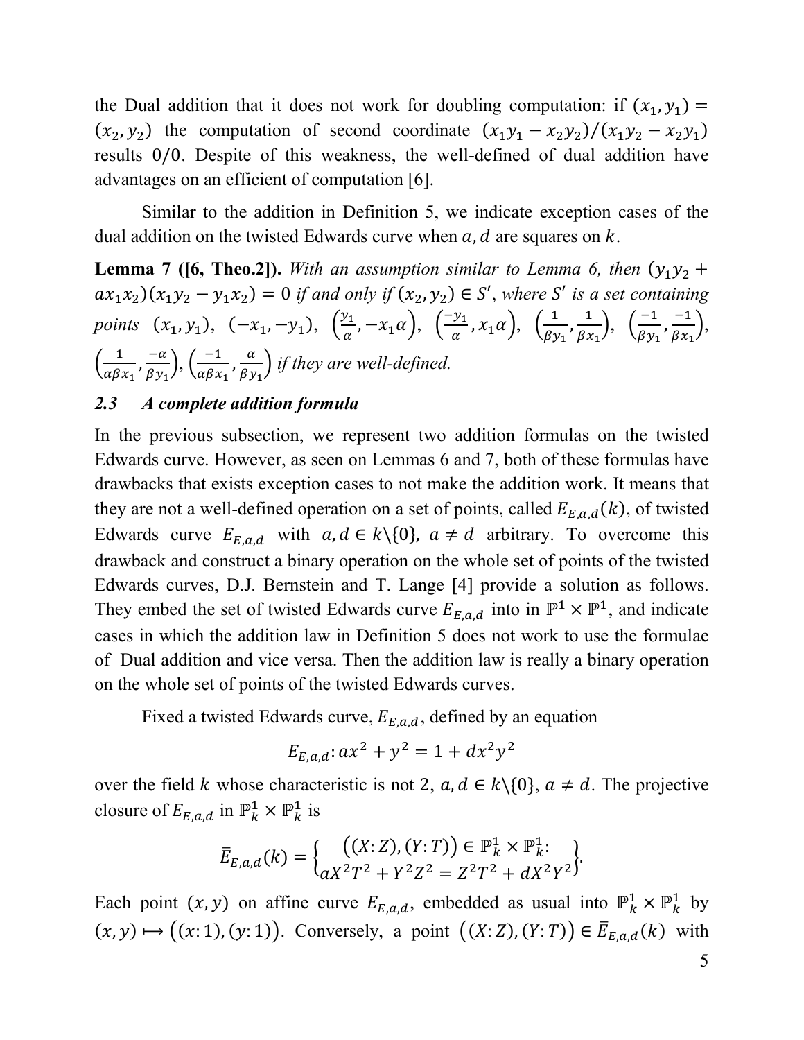the Dual addition that it does not work for doubling computation: if $(x_1, y_1) = (x_2, y_2)$ the computation of second coordinate $(x_1y_1 - x_2y_2)/(x_1y_2 - x_2y_1)$ results $0/0$. Despite of this weakness, the well-defined of dual addition have advantages on an efficient of computation [6].

Similar to the addition in Definition 5, we indicate exception cases of the dual addition on the twisted Edwards curve when $a, d$ are squares on $k$.

**Lemma 7 ([6, Theo.2]).** *With an assumption similar to Lemma 6, then* $(y_1y_2 + ax_1x_2)(x_1y_2 - y_1x_2) = 0$ *if and only if* $(x_2, y_2) \in S'$, *where* $S'$ *is a set containing points* $(x_1, y_1)$, $(-x_1, -y_1)$, $\left(\frac{y_1}{\alpha}, -x_1\alpha\right)$, $\left(\frac{-y_1}{\alpha}, x_1\alpha\right)$, $\left(\frac{1}{\beta y_1}, \frac{1}{\beta x_1}\right)$, $\left(\frac{-1}{\beta y_1}, \frac{-1}{\beta x_1}\right)$, $\left(\frac{1}{\alpha\beta x_1}, \frac{-\alpha}{\beta y_1}\right)$, $\left(\frac{-1}{\alpha\beta x_1}, \frac{\alpha}{\beta y_1}\right)$ *if they are well-defined.*

### 2.3 A complete addition formula

In the previous subsection, we represent two addition formulas on the twisted Edwards curve. However, as seen on Lemmas 6 and 7, both of these formulas have drawbacks that exists exception cases to not make the addition work. It means that they are not a well-defined operation on a set of points, called $E_{E,a,d}(k)$, of twisted Edwards curve $E_{E,a,d}$ with $a, d \in k\backslash\{0\}$, $a \neq d$ arbitrary. To overcome this drawback and construct a binary operation on the whole set of points of the twisted Edwards curves, D.J. Bernstein and T. Lange [4] provide a solution as follows. They embed the set of twisted Edwards curve $E_{E,a,d}$ into in $\mathbb{P}^1 \times \mathbb{P}^1$, and indicate cases in which the addition law in Definition 5 does not work to use the formulae of Dual addition and vice versa. Then the addition law is really a binary operation on the whole set of points of the twisted Edwards curves.

Fixed a twisted Edwards curve, $E_{E,a,d}$, defined by an equation

$$E_{E,a,d}: ax^2 + y^2 = 1 + dx^2y^2$$

over the field $k$ whose characteristic is not 2, $a, d \in k\backslash\{0\}$, $a \neq d$. The projective closure of $E_{E,a,d}$ in $\mathbb{P}^1_k \times \mathbb{P}^1_k$ is

$$\bar{E}_{E,a,d}(k) = \left\{ \begin{matrix} \left((X:Z),(Y:T)\right) \in \mathbb{P}^1_k \times \mathbb{P}^1_k: \\ aX^2T^2 + Y^2Z^2 = Z^2T^2 + dX^2Y^2 \end{matrix} \right\}.$$

Each point $(x, y)$ on affine curve $E_{E,a,d}$, embedded as usual into $\mathbb{P}^1_k \times \mathbb{P}^1_k$ by $(x, y) \mapsto \left((x:1),(y:1)\right)$. Conversely, a point $\left((X:Z),(Y:T)\right) \in \bar{E}_{E,a,d}(k)$ with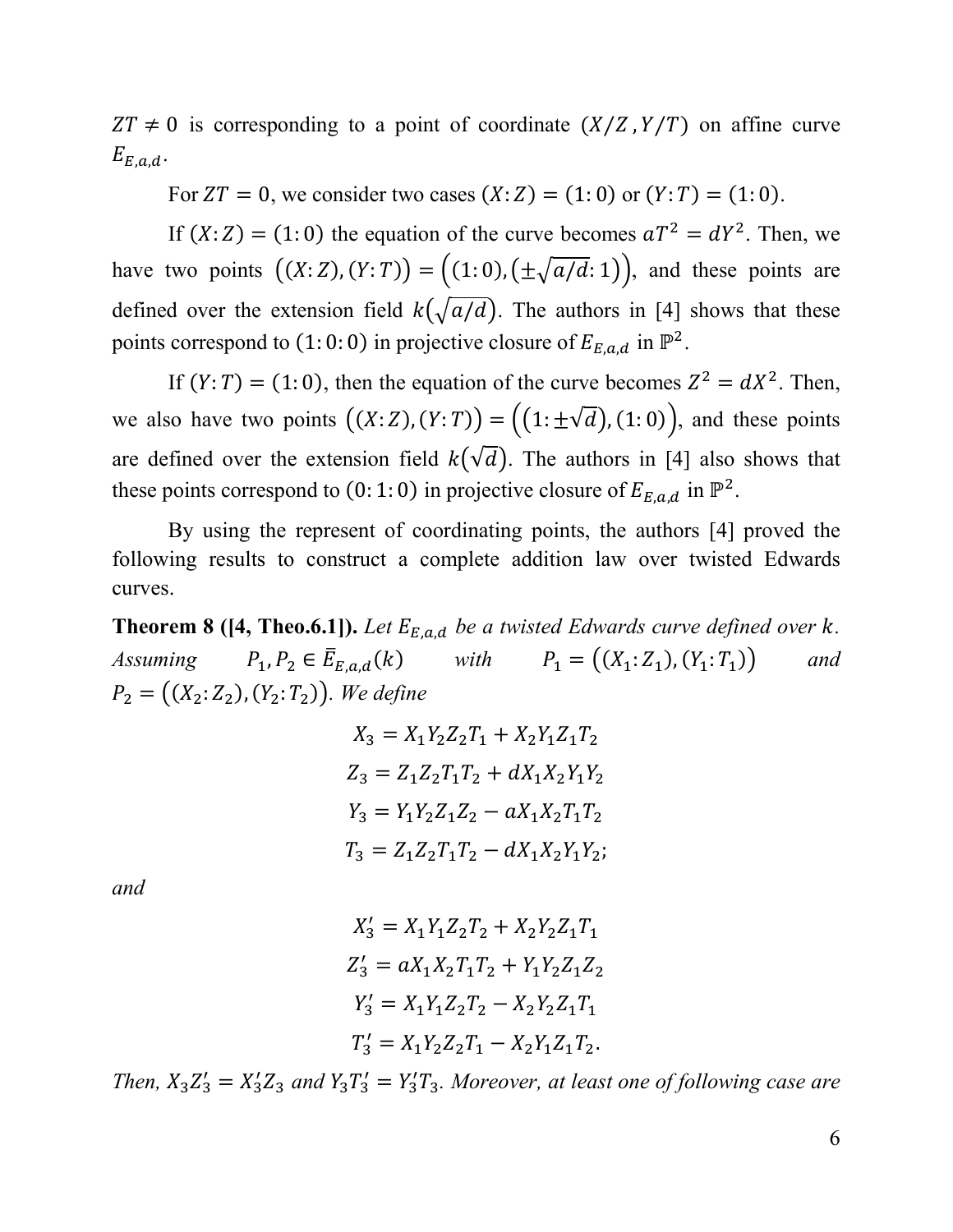$ZT \neq 0$ is corresponding to a point of coordinate $(X/Z, Y/T)$ on affine curve $E_{E,a,d}$.

For $ZT = 0$, we consider two cases $(X:Z) = (1:0)$ or $(Y:T) = (1:0)$.

If $(X:Z) = (1:0)$ the equation of the curve becomes $aT^2 = dY^2$. Then, we have two points $\big((X:Z),(Y:T)\big) = \big((1:0),(\pm\sqrt{a/d}:1)\big)$, and these points are defined over the extension field $k(\sqrt{a/d})$. The authors in [4] shows that these points correspond to $(1:0:0)$ in projective closure of $E_{E,a,d}$ in $\mathbb{P}^2$.

If $(Y:T) = (1:0)$, then the equation of the curve becomes $Z^2 = dX^2$. Then, we also have two points $\big((X:Z),(Y:T)\big) = \big((1:\pm\sqrt{d}),(1:0)\big)$, and these points are defined over the extension field $k(\sqrt{d})$. The authors in [4] also shows that these points correspond to $(0:1:0)$ in projective closure of $E_{E,a,d}$ in $\mathbb{P}^2$.

By using the represent of coordinating points, the authors [4] proved the following results to construct a complete addition law over twisted Edwards curves.

**Theorem 8 ([4, Theo.6.1]).** *Let $E_{E,a,d}$ be a twisted Edwards curve defined over $k$. Assuming $P_1, P_2 \in \bar{E}_{E,a,d}(k)$ with $P_1 = \big((X_1:Z_1),(Y_1:T_1)\big)$ and $P_2 = \big((X_2:Z_2),(Y_2:T_2)\big)$. We define*

$$X_3 = X_1Y_2Z_2T_1 + X_2Y_1Z_1T_2$$
$$Z_3 = Z_1Z_2T_1T_2 + dX_1X_2Y_1Y_2$$
$$Y_3 = Y_1Y_2Z_1Z_2 - aX_1X_2T_1T_2$$
$$T_3 = Z_1Z_2T_1T_2 - dX_1X_2Y_1Y_2;$$

*and*

$$X_3' = X_1Y_1Z_2T_2 + X_2Y_2Z_1T_1$$
$$Z_3' = aX_1X_2T_1T_2 + Y_1Y_2Z_1Z_2$$
$$Y_3' = X_1Y_1Z_2T_2 - X_2Y_2Z_1T_1$$
$$T_3' = X_1Y_2Z_2T_1 - X_2Y_1Z_1T_2.$$

*Then, $X_3Z_3' = X_3'Z_3$ and $Y_3T_3' = Y_3'T_3$. Moreover, at least one of following case are*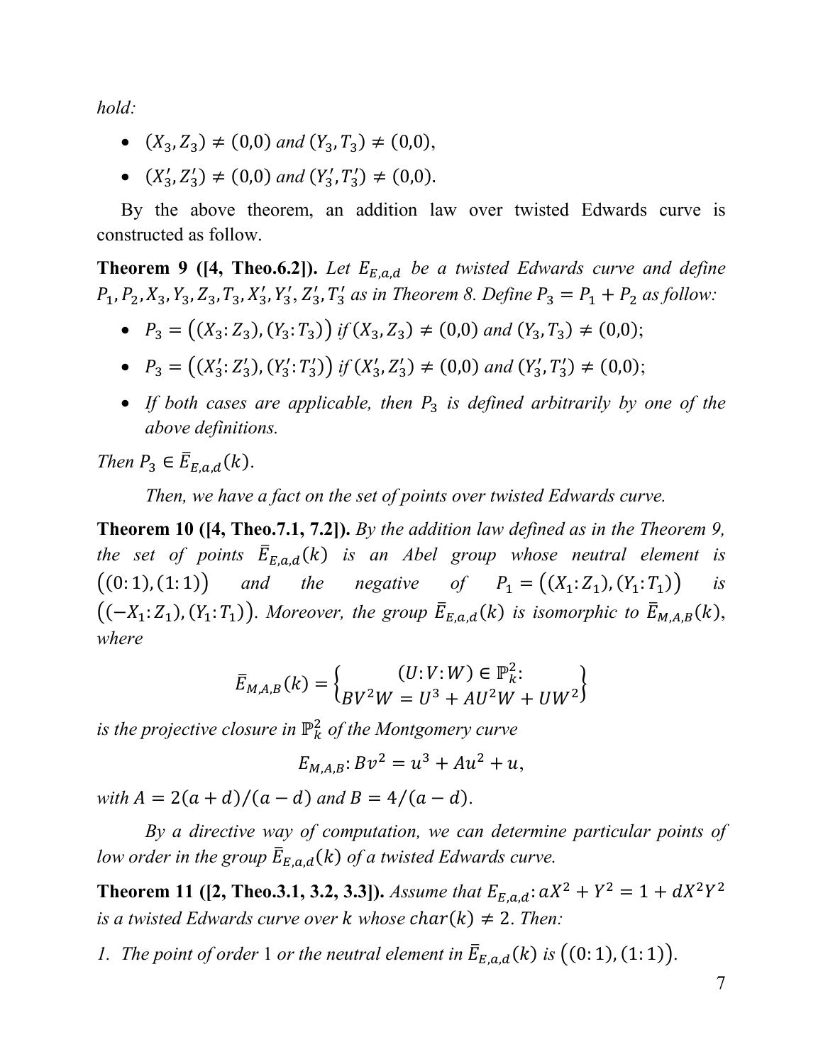*hold:*

- $(X_3, Z_3) \neq (0,0)$ *and* $(Y_3, T_3) \neq (0,0)$,
- $(X'_3, Z'_3) \neq (0,0)$ *and* $(Y'_3, T'_3) \neq (0,0)$.

By the above theorem, an addition law over twisted Edwards curve is constructed as follow.

**Theorem 9 ([4, Theo.6.2]).** *Let $E_{E,a,d}$ be a twisted Edwards curve and define $P_1, P_2, X_3, Y_3, Z_3, T_3, X'_3, Y'_3, Z'_3, T'_3$ as in Theorem 8. Define $P_3 = P_1 + P_2$ as follow:*

- $P_3 = \big((X_3 : Z_3), (Y_3 : T_3)\big)$ *if* $(X_3, Z_3) \neq (0,0)$ *and* $(Y_3, T_3) \neq (0,0)$;
- $P_3 = \big((X'_3 : Z'_3), (Y'_3 : T'_3)\big)$ *if* $(X'_3, Z'_3) \neq (0,0)$ *and* $(Y'_3, T'_3) \neq (0,0)$;
- *If both cases are applicable, then $P_3$ is defined arbitrarily by one of the above definitions.*

*Then $P_3 \in \bar{E}_{E,a,d}(k)$.*

*Then, we have a fact on the set of points over twisted Edwards curve.*

**Theorem 10 ([4, Theo.7.1, 7.2]).** *By the addition law defined as in the Theorem 9, the set of points $\bar{E}_{E,a,d}(k)$ is an Abel group whose neutral element is $\big((0:1),(1:1)\big)$ and the negative of $P_1 = \big((X_1 : Z_1), (Y_1 : T_1)\big)$ is $\big((-X_1 : Z_1), (Y_1 : T_1)\big)$. Moreover, the group $\bar{E}_{E,a,d}(k)$ is isomorphic to $\bar{E}_{M,A,B}(k)$, where*

$$\bar{E}_{M,A,B}(k) = \left\{ \begin{matrix} (U:V:W) \in \mathbb{P}_k^2: \\ BV^2W = U^3 + AU^2W + UW^2 \end{matrix} \right\}$$

*is the projective closure in $\mathbb{P}_k^2$ of the Montgomery curve*

$$E_{M,A,B}: Bv^2 = u^3 + Au^2 + u,$$

*with $A = 2(a+d)/(a-d)$ and $B = 4/(a-d)$.*

*By a directive way of computation, we can determine particular points of low order in the group $\bar{E}_{E,a,d}(k)$ of a twisted Edwards curve.*

**Theorem 11 ([2, Theo.3.1, 3.2, 3.3]).** *Assume that $E_{E,a,d}: aX^2 + Y^2 = 1 + dX^2Y^2$ is a twisted Edwards curve over $k$ whose $char(k) \neq 2$. Then:*

1. *The point of order 1 or the neutral element in $\bar{E}_{E,a,d}(k)$ is $\big((0:1),(1:1)\big)$.*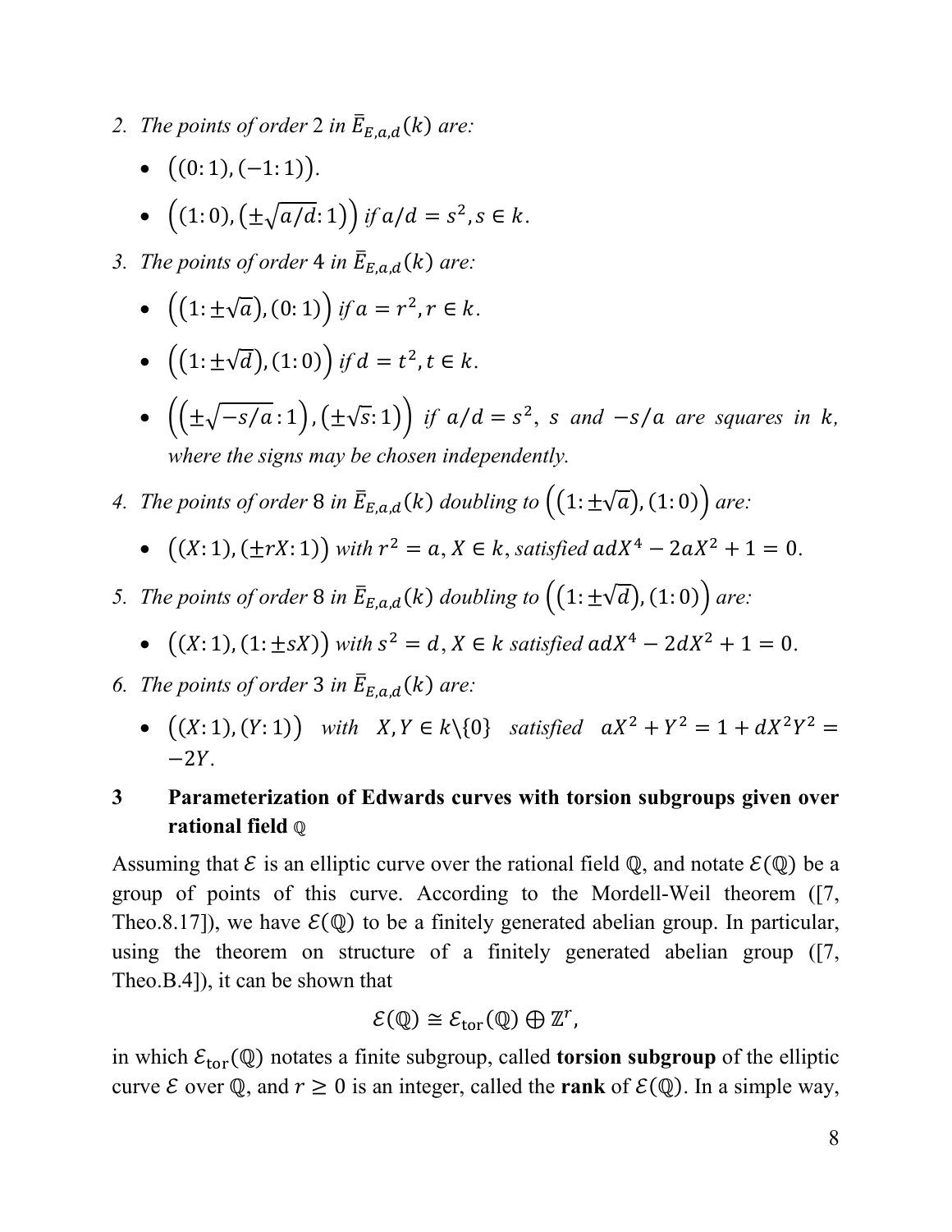2. *The points of order* 2 *in* $\bar{E}_{E,a,d}(k)$ *are:*
   - $\big((0:1),(-1:1)\big)$.
   - $\big((1:0),(\pm\sqrt{a/d}:1)\big)$ *if* $a/d = s^2, s \in k$.
3. *The points of order* 4 *in* $\bar{E}_{E,a,d}(k)$ *are:*
   - $\big((1:\pm\sqrt{a}),(0:1)\big)$ *if* $a = r^2, r \in k$.
   - $\big((1:\pm\sqrt{d}),(1:0)\big)$ *if* $d = t^2, t \in k$.
   - $\Big(\big(\pm\sqrt{-s/a}:1\big),(\pm\sqrt{s}:1)\Big)$ *if* $a/d = s^2$, $s$ *and* $-s/a$ *are squares in* $k$, *where the signs may be chosen independently.*
4. *The points of order* 8 *in* $\bar{E}_{E,a,d}(k)$ *doubling to* $\big((1:\pm\sqrt{a}),(1:0)\big)$ *are:*
   - $\big((X:1),(\pm rX:1)\big)$ *with* $r^2 = a$, $X \in k$, *satisfied* $adX^4 - 2aX^2 + 1 = 0$.
5. *The points of order* 8 *in* $\bar{E}_{E,a,d}(k)$ *doubling to* $\big((1:\pm\sqrt{d}),(1:0)\big)$ *are:*
   - $\big((X:1),(1:\pm sX)\big)$ *with* $s^2 = d$, $X \in k$ *satisfied* $adX^4 - 2dX^2 + 1 = 0$.
6. *The points of order* 3 *in* $\bar{E}_{E,a,d}(k)$ *are:*
   - $\big((X:1),(Y:1)\big)$ *with* $X, Y \in k\backslash\{0\}$ *satisfied* $aX^2 + Y^2 = 1 + dX^2Y^2 = -2Y$.

## 3 Parameterization of Edwards curves with torsion subgroups given over rational field $\mathbb{Q}$

Assuming that $\mathcal{E}$ is an elliptic curve over the rational field $\mathbb{Q}$, and notate $\mathcal{E}(\mathbb{Q})$ be a group of points of this curve. According to the Mordell-Weil theorem ([7, Theo.8.17]), we have $\mathcal{E}(\mathbb{Q})$ to be a finitely generated abelian group. In particular, using the theorem on structure of a finitely generated abelian group ([7, Theo.B.4]), it can be shown that

$$\mathcal{E}(\mathbb{Q}) \cong \mathcal{E}_{\text{tor}}(\mathbb{Q}) \oplus \mathbb{Z}^r,$$

in which $\mathcal{E}_{\text{tor}}(\mathbb{Q})$ notates a finite subgroup, called **torsion subgroup** of the elliptic curve $\mathcal{E}$ over $\mathbb{Q}$, and $r \geq 0$ is an integer, called the **rank** of $\mathcal{E}(\mathbb{Q})$. In a simple way,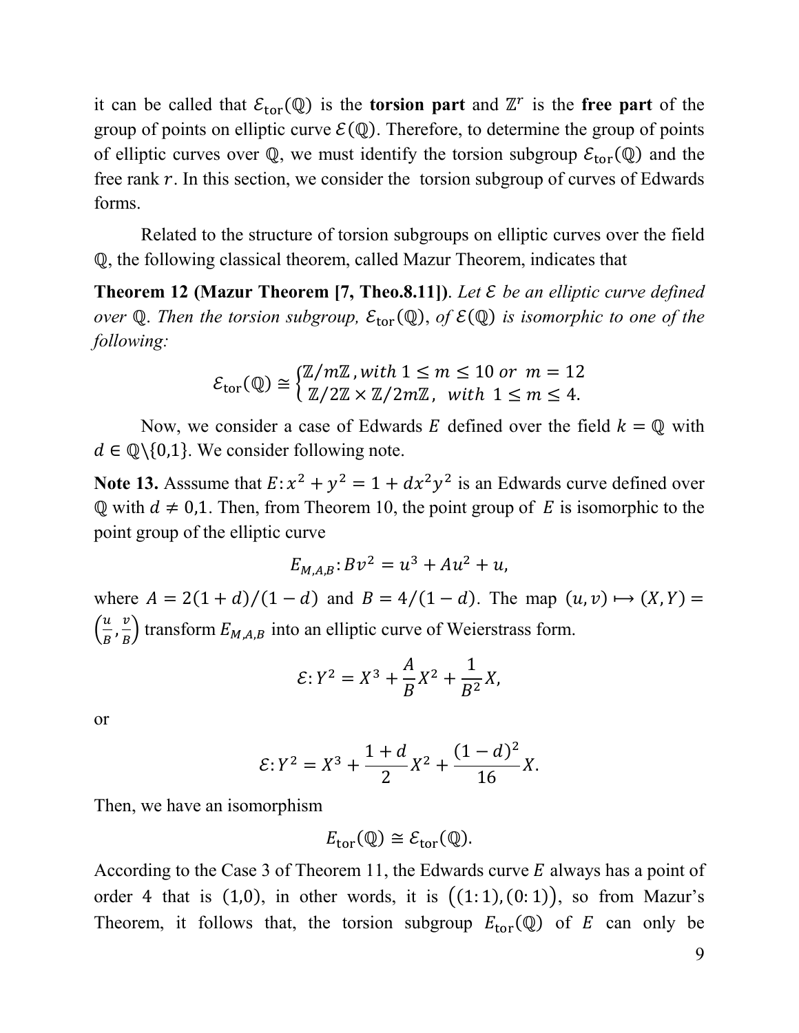it can be called that $\mathcal{E}_{\text{tor}}(\mathbb{Q})$ is the **torsion part** and $\mathbb{Z}^r$ is the **free part** of the group of points on elliptic curve $\mathcal{E}(\mathbb{Q})$. Therefore, to determine the group of points of elliptic curves over $\mathbb{Q}$, we must identify the torsion subgroup $\mathcal{E}_{\text{tor}}(\mathbb{Q})$ and the free rank $r$. In this section, we consider the torsion subgroup of curves of Edwards forms.

Related to the structure of torsion subgroups on elliptic curves over the field $\mathbb{Q}$, the following classical theorem, called Mazur Theorem, indicates that

**Theorem 12 (Mazur Theorem [7, Theo.8.11])**. *Let $\mathcal{E}$ be an elliptic curve defined over $\mathbb{Q}$. Then the torsion subgroup, $\mathcal{E}_{\text{tor}}(\mathbb{Q})$, of $\mathcal{E}(\mathbb{Q})$ is isomorphic to one of the following:*

$$\mathcal{E}_{\text{tor}}(\mathbb{Q}) \cong \begin{cases} \mathbb{Z}/m\mathbb{Z}, \textit{with } 1 \leq m \leq 10 \textit{ or } \ m = 12 \\ \mathbb{Z}/2\mathbb{Z} \times \mathbb{Z}/2m\mathbb{Z}, \ \textit{with } 1 \leq m \leq 4. \end{cases}$$

Now, we consider a case of Edwards $E$ defined over the field $k = \mathbb{Q}$ with $d \in \mathbb{Q}\backslash\{0,1\}$. We consider following note.

**Note 13.** Asssume that $E: x^2 + y^2 = 1 + dx^2y^2$ is an Edwards curve defined over $\mathbb{Q}$ with $d \neq 0,1$. Then, from Theorem 10, the point group of $E$ is isomorphic to the point group of the elliptic curve

$$E_{M,A,B}: Bv^2 = u^3 + Au^2 + u,$$

where $A = 2(1+d)/(1-d)$ and $B = 4/(1-d)$. The map $(u,v) \mapsto (X,Y) = \left(\frac{u}{B}, \frac{v}{B}\right)$ transform $E_{M,A,B}$ into an elliptic curve of Weierstrass form.

$$\mathcal{E}: Y^2 = X^3 + \frac{A}{B}X^2 + \frac{1}{B^2}X,$$

or

$$\mathcal{E}: Y^2 = X^3 + \frac{1+d}{2}X^2 + \frac{(1-d)^2}{16}X.$$

Then, we have an isomorphism

$$E_{\text{tor}}(\mathbb{Q}) \cong \mathcal{E}_{\text{tor}}(\mathbb{Q}).$$

According to the Case 3 of Theorem 11, the Edwards curve $E$ always has a point of order 4 that is $(1,0)$, in other words, it is $\big((1:1),(0:1)\big)$, so from Mazur's Theorem, it follows that, the torsion subgroup $E_{\text{tor}}(\mathbb{Q})$ of $E$ can only be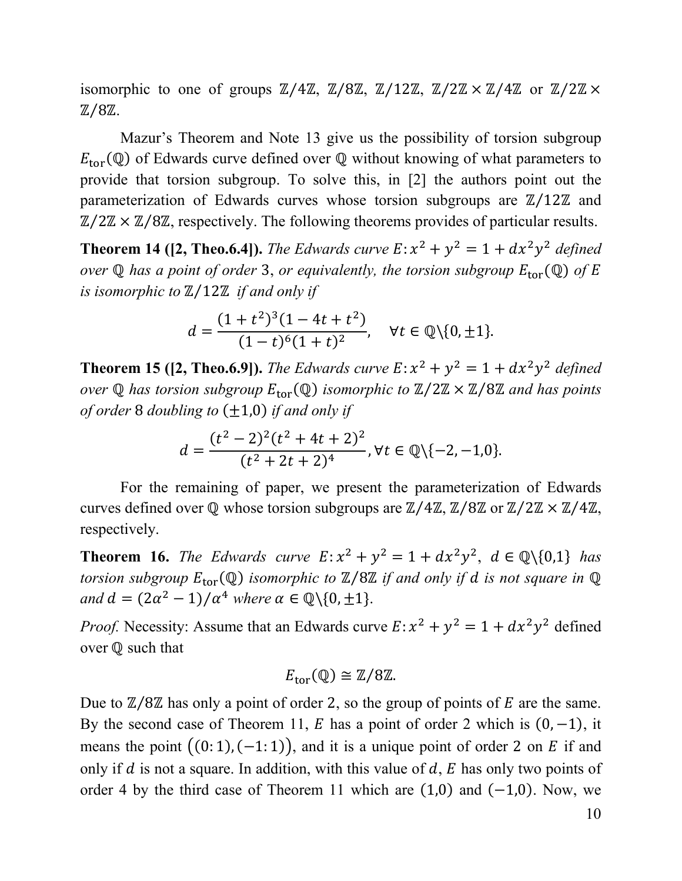isomorphic to one of groups $\mathbb{Z}/4\mathbb{Z}$, $\mathbb{Z}/8\mathbb{Z}$, $\mathbb{Z}/12\mathbb{Z}$, $\mathbb{Z}/2\mathbb{Z}\times\mathbb{Z}/4\mathbb{Z}$ or $\mathbb{Z}/2\mathbb{Z}\times\mathbb{Z}/8\mathbb{Z}$.

Mazur's Theorem and Note 13 give us the possibility of torsion subgroup $E_{\text{tor}}(\mathbb{Q})$ of Edwards curve defined over $\mathbb{Q}$ without knowing of what parameters to provide that torsion subgroup. To solve this, in [2] the authors point out the parameterization of Edwards curves whose torsion subgroups are $\mathbb{Z}/12\mathbb{Z}$ and $\mathbb{Z}/2\mathbb{Z}\times\mathbb{Z}/8\mathbb{Z}$, respectively. The following theorems provides of particular results.

**Theorem 14 ([2, Theo.6.4]).** *The Edwards curve $E\colon x^2+y^2=1+dx^2y^2$ defined over $\mathbb{Q}$ has a point of order 3, or equivalently, the torsion subgroup $E_{\text{tor}}(\mathbb{Q})$ of $E$ is isomorphic to $\mathbb{Z}/12\mathbb{Z}$ if and only if*

$$d=\frac{(1+t^2)^3(1-4t+t^2)}{(1-t)^6(1+t)^2},\quad \forall t\in\mathbb{Q}\backslash\{0,\pm 1\}.$$

**Theorem 15 ([2, Theo.6.9]).** *The Edwards curve $E\colon x^2+y^2=1+dx^2y^2$ defined over $\mathbb{Q}$ has torsion subgroup $E_{\text{tor}}(\mathbb{Q})$ isomorphic to $\mathbb{Z}/2\mathbb{Z}\times\mathbb{Z}/8\mathbb{Z}$ and has points of order 8 doubling to $(\pm 1,0)$ if and only if*

$$d=\frac{(t^2-2)^2(t^2+4t+2)^2}{(t^2+2t+2)^4},\forall t\in\mathbb{Q}\backslash\{-2,-1,0\}.$$

For the remaining of paper, we present the parameterization of Edwards curves defined over $\mathbb{Q}$ whose torsion subgroups are $\mathbb{Z}/4\mathbb{Z}$, $\mathbb{Z}/8\mathbb{Z}$ or $\mathbb{Z}/2\mathbb{Z}\times\mathbb{Z}/4\mathbb{Z}$, respectively.

**Theorem 16.** *The Edwards curve $E\colon x^2+y^2=1+dx^2y^2$, $d\in\mathbb{Q}\backslash\{0,1\}$ has torsion subgroup $E_{\text{tor}}(\mathbb{Q})$ isomorphic to $\mathbb{Z}/8\mathbb{Z}$ if and only if $d$ is not square in $\mathbb{Q}$ and $d=(2\alpha^2-1)/\alpha^4$ where $\alpha\in\mathbb{Q}\backslash\{0,\pm 1\}$.*

*Proof.* Necessity: Assume that an Edwards curve $E\colon x^2+y^2=1+dx^2y^2$ defined over $\mathbb{Q}$ such that

$$E_{\text{tor}}(\mathbb{Q})\cong\mathbb{Z}/8\mathbb{Z}.$$

Due to $\mathbb{Z}/8\mathbb{Z}$ has only a point of order 2, so the group of points of $E$ are the same. By the second case of Theorem 11, $E$ has a point of order 2 which is $(0,-1)$, it means the point $((0:1),(-1:1))$, and it is a unique point of order 2 on $E$ if and only if $d$ is not a square. In addition, with this value of $d$, $E$ has only two points of order 4 by the third case of Theorem 11 which are $(1,0)$ and $(-1,0)$. Now, we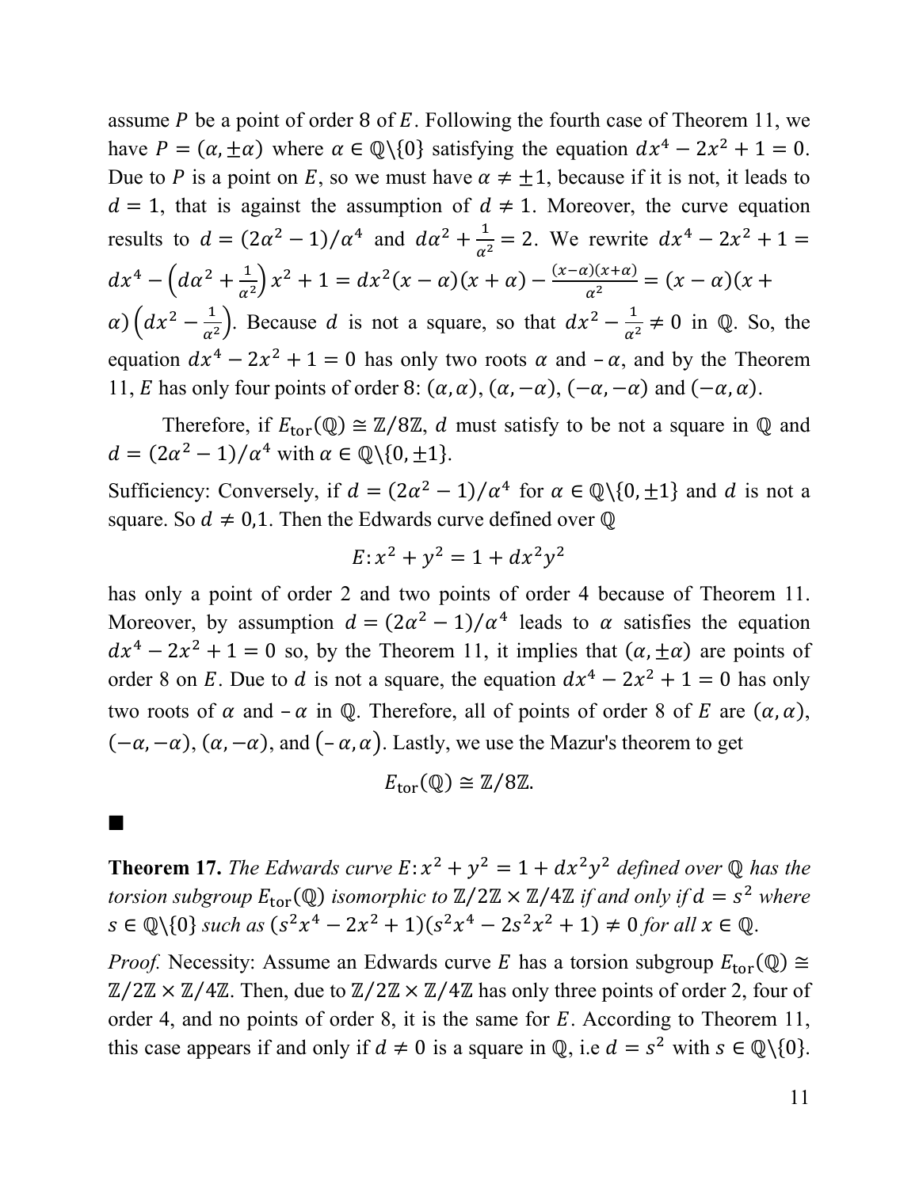assume $P$ be a point of order 8 of $E$. Following the fourth case of Theorem 11, we have $P = (\alpha, \pm\alpha)$ where $\alpha \in \mathbb{Q}\backslash\{0\}$ satisfying the equation $dx^4 - 2x^2 + 1 = 0$. Due to $P$ is a point on $E$, so we must have $\alpha \neq \pm 1$, because if it is not, it leads to $d = 1$, that is against the assumption of $d \neq 1$. Moreover, the curve equation results to $d = (2\alpha^2 - 1)/\alpha^4$ and $d\alpha^2 + \frac{1}{\alpha^2} = 2$. We rewrite $dx^4 - 2x^2 + 1 = dx^4 - \left(d\alpha^2 + \frac{1}{\alpha^2}\right)x^2 + 1 = dx^2(x-\alpha)(x+\alpha) - \frac{(x-\alpha)(x+\alpha)}{\alpha^2} = (x-\alpha)(x+\alpha)\left(dx^2 - \frac{1}{\alpha^2}\right)$. Because $d$ is not a square, so that $dx^2 - \frac{1}{\alpha^2} \neq 0$ in $\mathbb{Q}$. So, the equation $dx^4 - 2x^2 + 1 = 0$ has only two roots $\alpha$ and $-\alpha$, and by the Theorem 11, $E$ has only four points of order 8: $(\alpha, \alpha)$, $(\alpha, -\alpha)$, $(-\alpha, -\alpha)$ and $(-\alpha, \alpha)$.

Therefore, if $E_{\text{tor}}(\mathbb{Q}) \cong \mathbb{Z}/8\mathbb{Z}$, $d$ must satisfy to be not a square in $\mathbb{Q}$ and $d = (2\alpha^2 - 1)/\alpha^4$ with $\alpha \in \mathbb{Q}\backslash\{0, \pm 1\}$.

Sufficiency: Conversely, if $d = (2\alpha^2 - 1)/\alpha^4$ for $\alpha \in \mathbb{Q}\backslash\{0, \pm 1\}$ and $d$ is not a square. So $d \neq 0,1$. Then the Edwards curve defined over $\mathbb{Q}$

$$E: x^2 + y^2 = 1 + dx^2y^2$$

has only a point of order 2 and two points of order 4 because of Theorem 11. Moreover, by assumption $d = (2\alpha^2 - 1)/\alpha^4$ leads to $\alpha$ satisfies the equation $dx^4 - 2x^2 + 1 = 0$ so, by the Theorem 11, it implies that $(\alpha, \pm\alpha)$ are points of order 8 on $E$. Due to $d$ is not a square, the equation $dx^4 - 2x^2 + 1 = 0$ has only two roots of $\alpha$ and $-\alpha$ in $\mathbb{Q}$. Therefore, all of points of order 8 of $E$ are $(\alpha, \alpha)$, $(-\alpha, -\alpha)$, $(\alpha, -\alpha)$, and $(-\alpha, \alpha)$. Lastly, we use the Mazur's theorem to get

$$E_{\text{tor}}(\mathbb{Q}) \cong \mathbb{Z}/8\mathbb{Z}.$$

■

**Theorem 17.** *The Edwards curve $E: x^2 + y^2 = 1 + dx^2y^2$ defined over $\mathbb{Q}$ has the torsion subgroup $E_{\text{tor}}(\mathbb{Q})$ isomorphic to $\mathbb{Z}/2\mathbb{Z} \times \mathbb{Z}/4\mathbb{Z}$ if and only if $d = s^2$ where $s \in \mathbb{Q}\backslash\{0\}$ such as $(s^2x^4 - 2x^2 + 1)(s^2x^4 - 2s^2x^2 + 1) \neq 0$ for all $x \in \mathbb{Q}$.*

*Proof.* Necessity: Assume an Edwards curve $E$ has a torsion subgroup $E_{\text{tor}}(\mathbb{Q}) \cong \mathbb{Z}/2\mathbb{Z} \times \mathbb{Z}/4\mathbb{Z}$. Then, due to $\mathbb{Z}/2\mathbb{Z} \times \mathbb{Z}/4\mathbb{Z}$ has only three points of order 2, four of order 4, and no points of order 8, it is the same for $E$. According to Theorem 11, this case appears if and only if $d \neq 0$ is a square in $\mathbb{Q}$, i.e $d = s^2$ with $s \in \mathbb{Q}\backslash\{0\}$.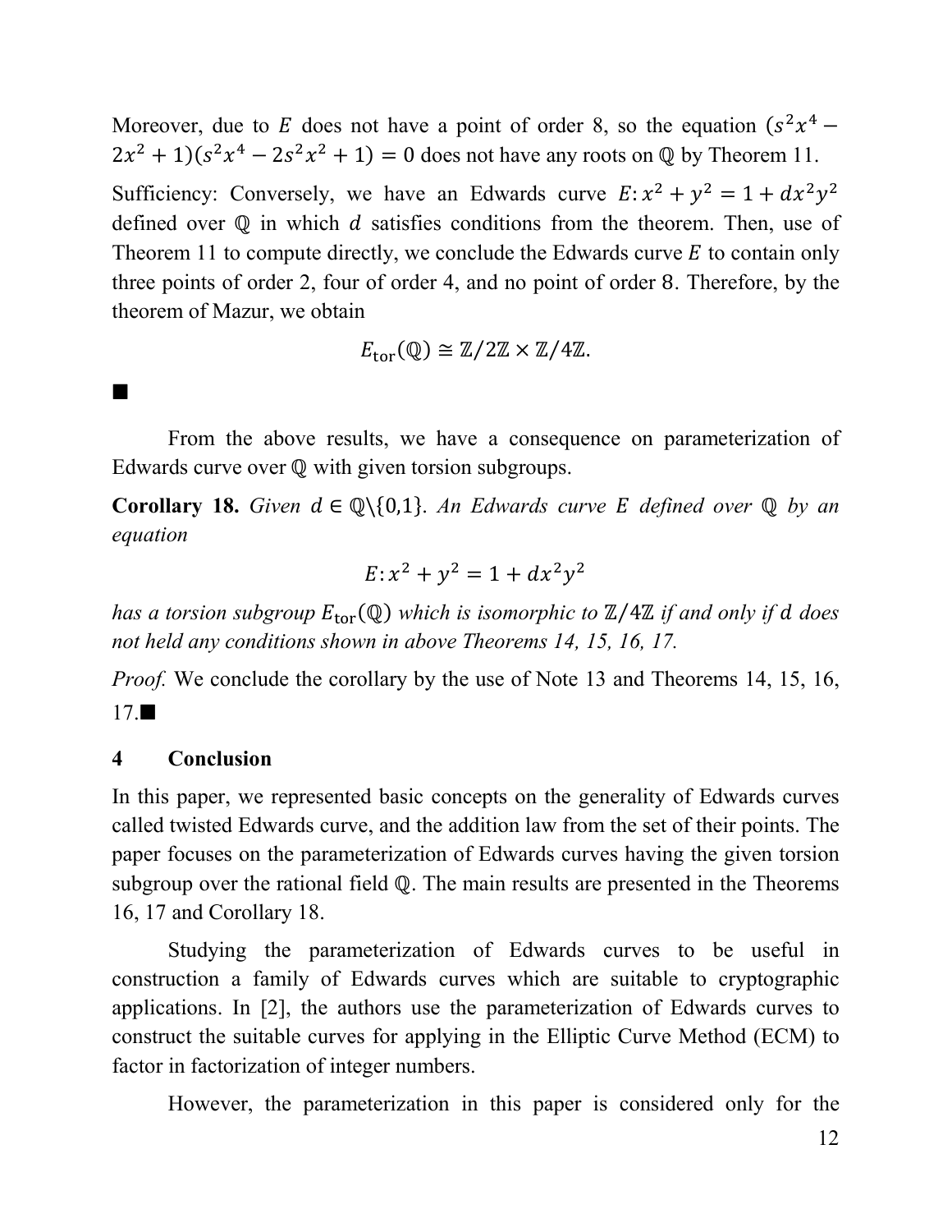Moreover, due to $E$ does not have a point of order 8, so the equation $(s^2x^4 - 2x^2 + 1)(s^2x^4 - 2s^2x^2 + 1) = 0$ does not have any roots on $\mathbb{Q}$ by Theorem 11.

Sufficiency: Conversely, we have an Edwards curve $E: x^2 + y^2 = 1 + dx^2y^2$ defined over $\mathbb{Q}$ in which $d$ satisfies conditions from the theorem. Then, use of Theorem 11 to compute directly, we conclude the Edwards curve $E$ to contain only three points of order 2, four of order 4, and no point of order 8. Therefore, by the theorem of Mazur, we obtain

$$E_{\text{tor}}(\mathbb{Q}) \cong \mathbb{Z}/2\mathbb{Z} \times \mathbb{Z}/4\mathbb{Z}.$$

■

From the above results, we have a consequence on parameterization of Edwards curve over $\mathbb{Q}$ with given torsion subgroups.

**Corollary 18.** *Given $d \in \mathbb{Q}\backslash\{0,1\}$. An Edwards curve $E$ defined over $\mathbb{Q}$ by an equation*

$$E: x^2 + y^2 = 1 + dx^2y^2$$

*has a torsion subgroup $E_{\text{tor}}(\mathbb{Q})$ which is isomorphic to $\mathbb{Z}/4\mathbb{Z}$ if and only if $d$ does not held any conditions shown in above Theorems 14, 15, 16, 17.*

*Proof.* We conclude the corollary by the use of Note 13 and Theorems 14, 15, 16, 17.■

## 4 Conclusion

In this paper, we represented basic concepts on the generality of Edwards curves called twisted Edwards curve, and the addition law from the set of their points. The paper focuses on the parameterization of Edwards curves having the given torsion subgroup over the rational field $\mathbb{Q}$. The main results are presented in the Theorems 16, 17 and Corollary 18.

Studying the parameterization of Edwards curves to be useful in construction a family of Edwards curves which are suitable to cryptographic applications. In [2], the authors use the parameterization of Edwards curves to construct the suitable curves for applying in the Elliptic Curve Method (ECM) to factor in factorization of integer numbers.

However, the parameterization in this paper is considered only for the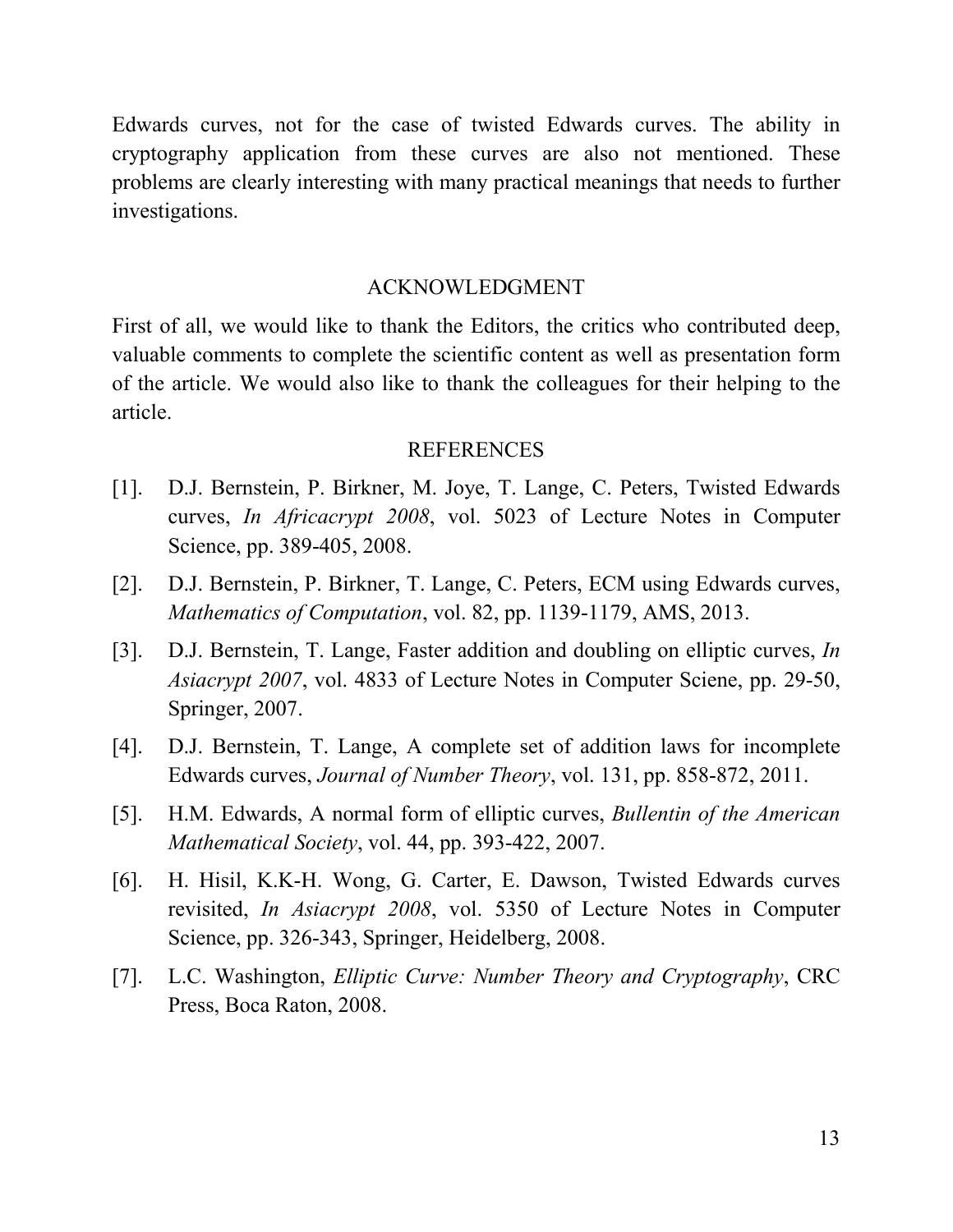Edwards curves, not for the case of twisted Edwards curves. The ability in cryptography application from these curves are also not mentioned. These problems are clearly interesting with many practical meanings that needs to further investigations.

## ACKNOWLEDGMENT

First of all, we would like to thank the Editors, the critics who contributed deep, valuable comments to complete the scientific content as well as presentation form of the article. We would also like to thank the colleagues for their helping to the article.

## REFERENCES

[1]. D.J. Bernstein, P. Birkner, M. Joye, T. Lange, C. Peters, Twisted Edwards curves, *In Africacrypt 2008*, vol. 5023 of Lecture Notes in Computer Science, pp. 389-405, 2008.

[2]. D.J. Bernstein, P. Birkner, T. Lange, C. Peters, ECM using Edwards curves, *Mathematics of Computation*, vol. 82, pp. 1139-1179, AMS, 2013.

[3]. D.J. Bernstein, T. Lange, Faster addition and doubling on elliptic curves, *In Asiacrypt 2007*, vol. 4833 of Lecture Notes in Computer Sciene, pp. 29-50, Springer, 2007.

[4]. D.J. Bernstein, T. Lange, A complete set of addition laws for incomplete Edwards curves, *Journal of Number Theory*, vol. 131, pp. 858-872, 2011.

[5]. H.M. Edwards, A normal form of elliptic curves, *Bullentin of the American Mathematical Society*, vol. 44, pp. 393-422, 2007.

[6]. H. Hisil, K.K-H. Wong, G. Carter, E. Dawson, Twisted Edwards curves revisited, *In Asiacrypt 2008*, vol. 5350 of Lecture Notes in Computer Science, pp. 326-343, Springer, Heidelberg, 2008.

[7]. L.C. Washington, *Elliptic Curve: Number Theory and Cryptography*, CRC Press, Boca Raton, 2008.